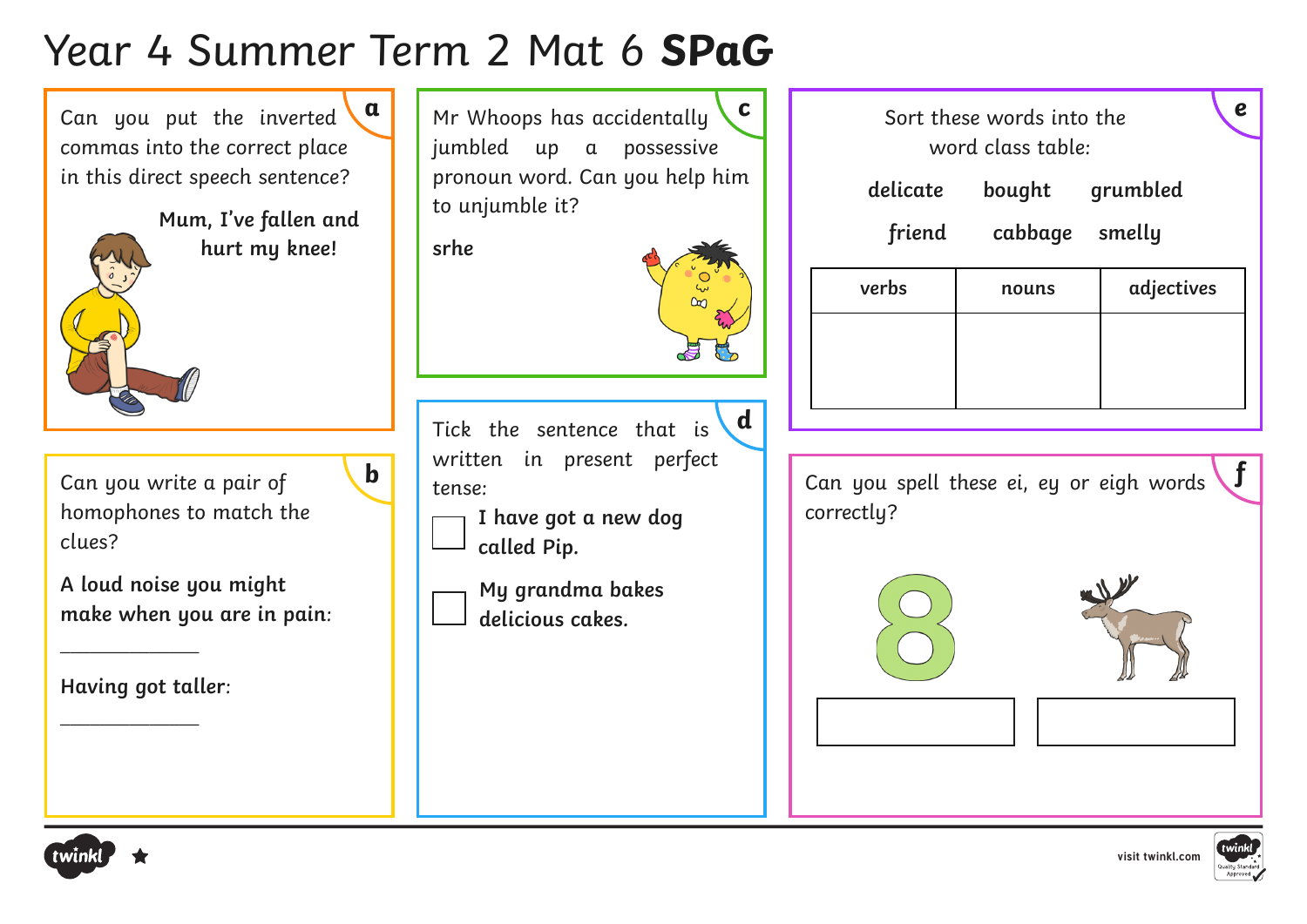# Year 4 Summer Term 2 Mat 6 **SPaG**

**a**

Can you put the inverted commas into the correct place in this direct speech sentence?

**Mum, I've fallen and hurt my knee!**

**b**

Can you write a pair of homophones to match the clues?

**A loud noise you might make when you are in pain:**

_____________

**Having got taller:**

_____________

**c**

Mr Whoops has accidentally jumbled up a possessive pronoun word. Can you help him to unjumble it?

**srhe**

**d**

Tick the sentence that is written in present perfect tense:

☐ **I have got a new dog called Pip.**

☐ **My grandma bakes delicious cakes.**

**e**

Sort these words into the word class table:

**delicate** **bought** **grumbled**

**friend** **cabbage** **smelly**

| verbs | nouns | adjectives |
| --- | --- | --- |
| | | |

**f**

Can you spell these ei, ey or eigh words correctly?

8

| | |
| --- | --- |
| | |

visit twinkl.com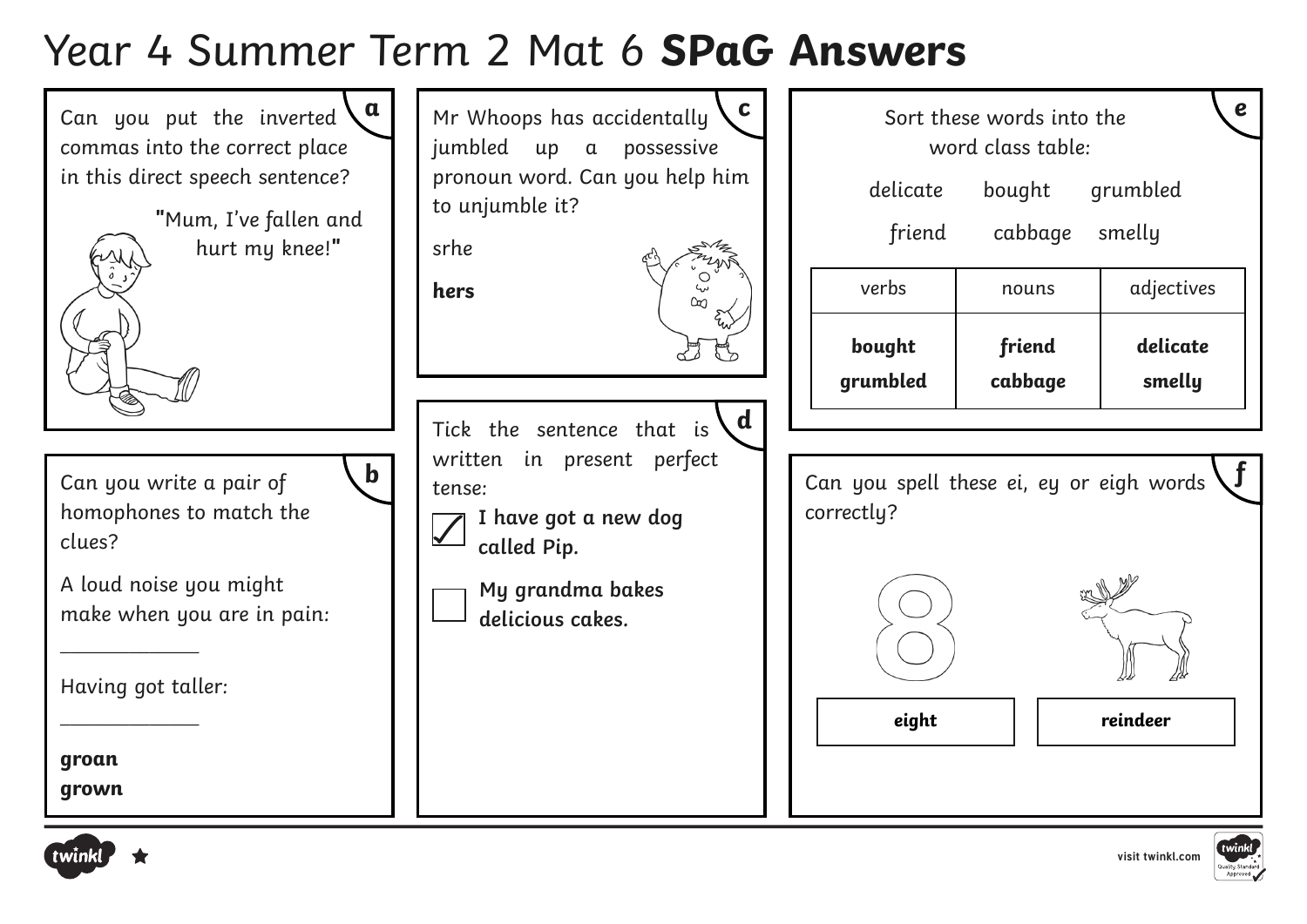# Year 4 Summer Term 2 Mat 6 **SPaG Answers**

## a

Can you put the inverted commas into the correct place in this direct speech sentence?

**"**Mum, I've fallen and hurt my knee!**"**

## b

Can you write a pair of homophones to match the clues?

A loud noise you might make when you are in pain:

______________

Having got taller:

______________

**groan**
**grown**

## c

Mr Whoops has accidentally jumbled up a possessive pronoun word. Can you help him to unjumble it?

srhe

**hers**

## d

Tick the sentence that is written in present perfect tense:

- [x] **I have got a new dog called Pip.**
- [ ] **My grandma bakes delicious cakes.**

## e

Sort these words into the word class table:

delicate bought grumbled

friend cabbage smelly

| verbs | nouns | adjectives |
| --- | --- | --- |
| **bought** | **friend** | **delicate** |
| **grumbled** | **cabbage** | **smelly** |

## f

Can you spell these ei, ey or eigh words correctly?

**eight**

**reindeer**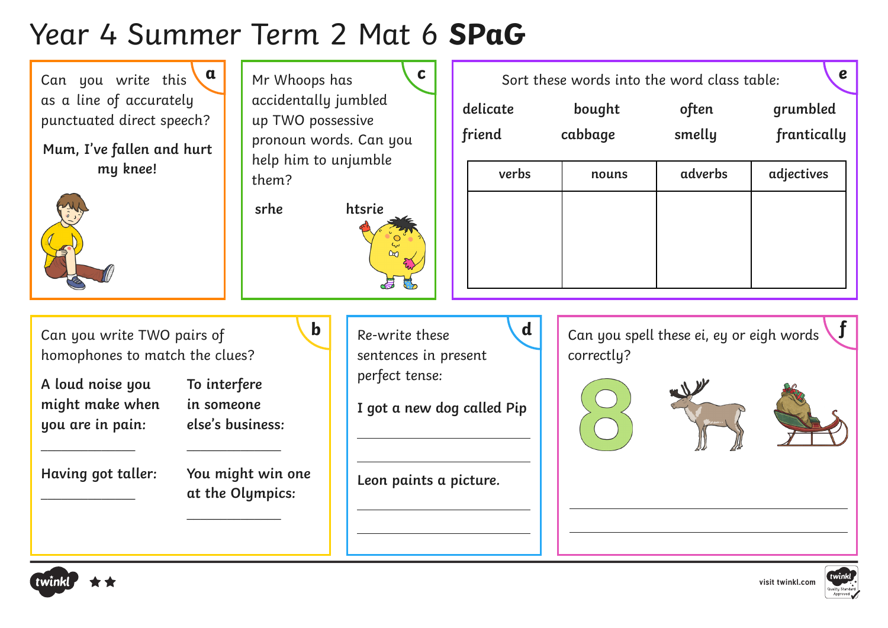# Year 4 Summer Term 2 Mat 6 **SPaG**

## a

Can you write this as a line of accurately punctuated direct speech?

**Mum, I've fallen and hurt my knee!**

## c

Mr Whoops has accidentally jumbled up TWO possessive pronoun words. Can you help him to unjumble them?

**srhe** **htsrie**

## e

Sort these words into the word class table:

**delicate** **bought** **often** **grumbled**
**friend** **cabbage** **smelly** **frantically**

| verbs | nouns | adverbs | adjectives |
| --- | --- | --- | --- |
| | | | |

## b

Can you write TWO pairs of homophones to match the clues?

**A loud noise you might make when you are in pain:**

\_\_\_\_\_\_\_\_\_\_\_\_\_\_

**To interfere in someone else's business:**

\_\_\_\_\_\_\_\_\_\_\_\_\_\_

**Having got taller:**

\_\_\_\_\_\_\_\_\_\_\_\_\_\_

**You might win one at the Olympics:**

\_\_\_\_\_\_\_\_\_\_\_\_\_\_

## d

Re-write these sentences in present perfect tense:

**I got a new dog called Pip**

\_\_\_\_\_\_\_\_\_\_\_\_\_\_\_\_\_\_\_\_\_\_\_\_\_\_\_\_

\_\_\_\_\_\_\_\_\_\_\_\_\_\_\_\_\_\_\_\_\_\_\_\_\_\_\_\_

**Leon paints a picture.**

\_\_\_\_\_\_\_\_\_\_\_\_\_\_\_\_\_\_\_\_\_\_\_\_\_\_\_\_

\_\_\_\_\_\_\_\_\_\_\_\_\_\_\_\_\_\_\_\_\_\_\_\_\_\_\_\_

## f

Can you spell these ei, ey or eigh words correctly?

\_\_\_\_\_\_\_\_\_\_\_\_\_\_\_\_\_\_\_\_\_\_\_\_\_\_\_\_\_\_\_\_\_\_\_\_\_\_\_\_\_\_\_\_

\_\_\_\_\_\_\_\_\_\_\_\_\_\_\_\_\_\_\_\_\_\_\_\_\_\_\_\_\_\_\_\_\_\_\_\_\_\_\_\_\_\_\_\_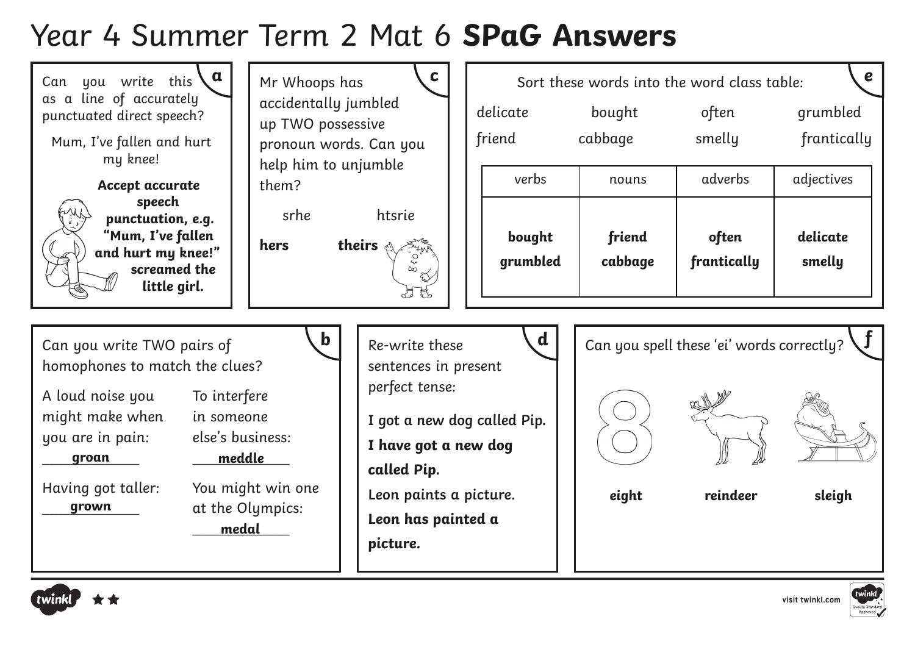# Year 4 Summer Term 2 Mat 6 **SPaG Answers**

## a

Can you write this as a line of accurately punctuated direct speech?

Mum, I've fallen and hurt my knee!

**Accept accurate speech punctuation, e.g. "Mum, I've fallen and hurt my knee!" screamed the little girl.**

## c

Mr Whoops has accidentally jumbled up TWO possessive pronoun words. Can you help him to unjumble them?

srhe htsrie

**hers** **theirs**

## e

Sort these words into the word class table:

delicate bought often grumbled
friend cabbage smelly frantically

| verbs | nouns | adverbs | adjectives |
|---|---|---|---|
| **bought** | **friend** | **often** | **delicate** |
| **grumbled** | **cabbage** | **frantically** | **smelly** |

## b

Can you write TWO pairs of homophones to match the clues?

A loud noise you might make when you are in pain: **groan**

Having got taller: **grown**

To interfere in someone else's business: **meddle**

You might win one at the Olympics: **medal**

## d

Re-write these sentences in present perfect tense:

**I got a new dog called Pip.**

**I have got a new dog called Pip.**

Leon paints a picture.

**Leon has painted a picture.**

## f

Can you spell these 'ei' words correctly?

**eight** **reindeer** **sleigh**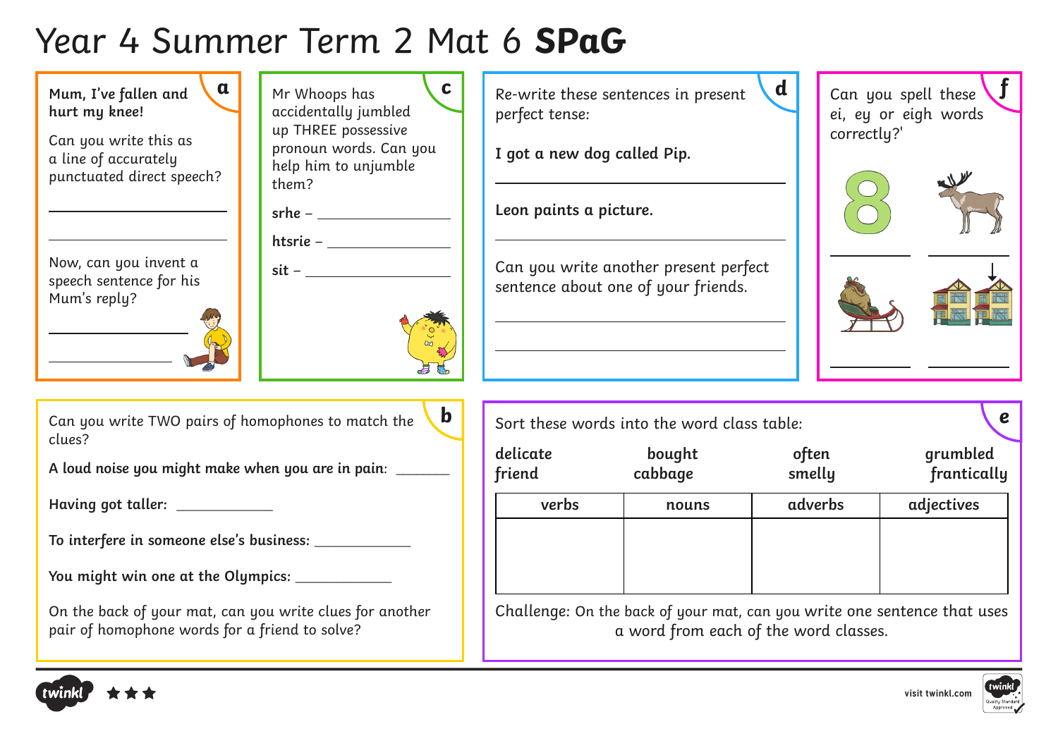# Year 4 Summer Term 2 Mat 6 **SPaG**

## a

**Mum, I've fallen and hurt my knee!**

Can you write this as a line of accurately punctuated direct speech?

______________________

______________________

Now, can you invent a speech sentence for his Mum's reply?

______________________

______________________

## c

Mr Whoops has accidentally jumbled up THREE possessive pronoun words. Can you help him to unjumble them?

**srhe** – ______________

**htsrie** – ______________

**sit** – ______________

## d

Re-write these sentences in present perfect tense:

**I got a new dog called Pip.**

______________________

**Leon paints a picture.**

______________________

Can you write another present perfect sentence about one of your friends.

______________________

______________________

## f

Can you spell these ei, ey or eigh words correctly?'

______________ ______________

______________ ______________

## b

Can you write TWO pairs of homophones to match the clues?

**A loud noise you might make when you are in pain:** ________

**Having got taller:** ____________

**To interfere in someone else's business:** ____________

**You might win one at the Olympics:** ____________

On the back of your mat, can you write clues for another pair of homophone words for a friend to solve?

## e

Sort these words into the word class table:

**delicate** **bought** **often** **grumbled**
**friend** **cabbage** **smelly** **frantically**

| verbs | nouns | adverbs | adjectives |
| --- | --- | --- | --- |
| | | | |

Challenge: On the back of your mat, can you write one sentence that uses a word from each of the word classes.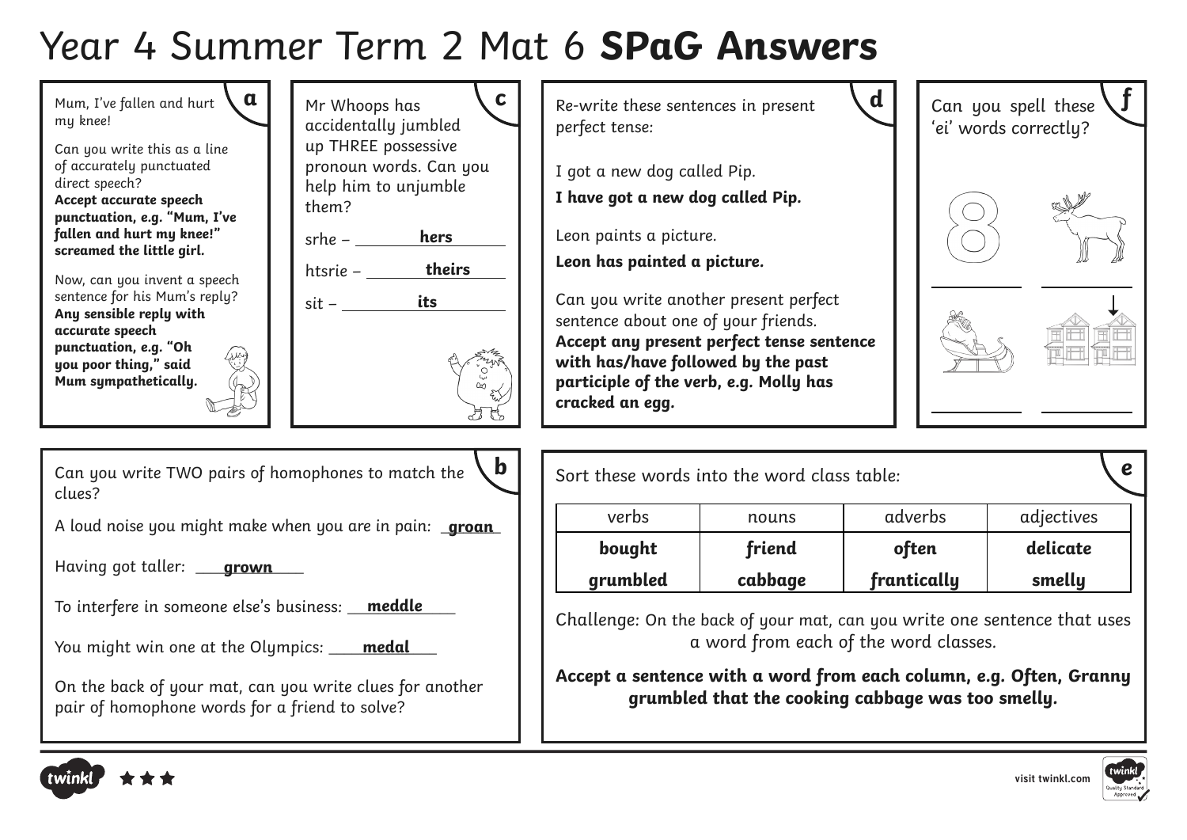# Year 4 Summer Term 2 Mat 6 **SPaG Answers**

## a

Mum, I've fallen and hurt my knee!

Can you write this as a line of accurately punctuated direct speech?

**Accept accurate speech punctuation, e.g. "Mum, I've fallen and hurt my knee!" screamed the little girl.**

Now, can you invent a speech sentence for his Mum's reply?

**Any sensible reply with accurate speech punctuation, e.g. "Oh you poor thing," said Mum sympathetically.**

## c

Mr Whoops has accidentally jumbled up THREE possessive pronoun words. Can you help him to unjumble them?

srhe – **hers**

htsrie – **theirs**

sit – **its**

## d

Re-write these sentences in present perfect tense:

I got a new dog called Pip.

**I have got a new dog called Pip.**

Leon paints a picture.

**Leon has painted a picture.**

Can you write another present perfect sentence about one of your friends.

**Accept any present perfect tense sentence with has/have followed by the past participle of the verb, e.g. Molly has cracked an egg.**

## f

Can you spell these 'ei' words correctly?

8 ________ ________

________ ________

## b

Can you write TWO pairs of homophones to match the clues?

A loud noise you might make when you are in pain: **groan**

Having got taller: **grown**

To interfere in someone else's business: **meddle**

You might win one at the Olympics: **medal**

On the back of your mat, can you write clues for another pair of homophone words for a friend to solve?

## e

Sort these words into the word class table:

| verbs | nouns | adverbs | adjectives |
|---|---|---|---|
| **bought** | **friend** | **often** | **delicate** |
| **grumbled** | **cabbage** | **frantically** | **smelly** |

Challenge: On the back of your mat, can you write one sentence that uses a word from each of the word classes.

**Accept a sentence with a word from each column, e.g. Often, Granny grumbled that the cooking cabbage was too smelly.**